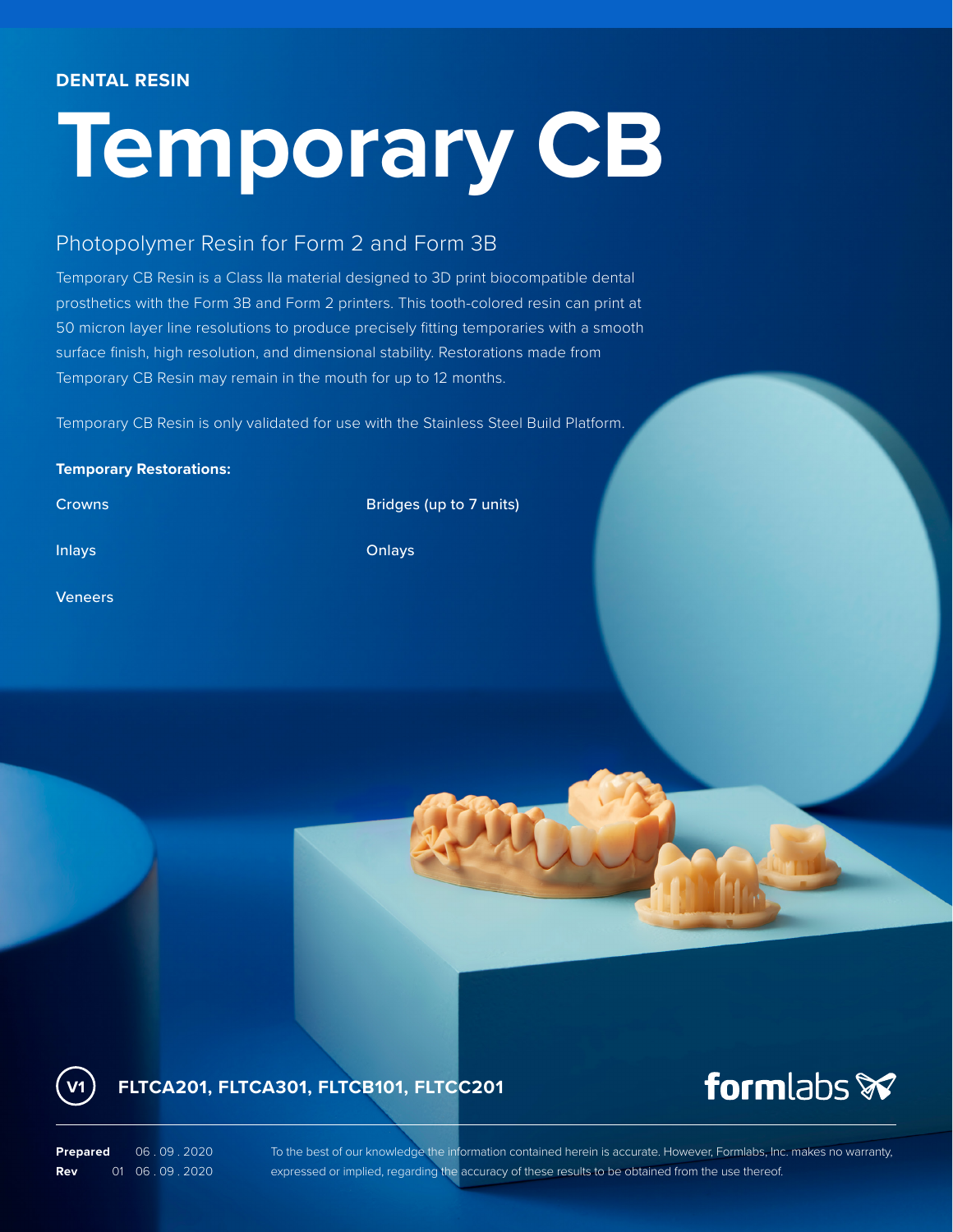**DENTAL RESIN**

# Temporary CB

## Photopolymer Resin for Form 2 and Form 3B

Temporary CB Resin is a Class IIa material designed to 3D print biocompatible dental prosthetics with the Form 3B and Form 2 printers. This tooth-colored resin can print at 50 micron layer line resolutions to produce precisely fitting temporaries with a smooth surface finish, high resolution, and dimensional stability. Restorations made from Temporary CB Resin may remain in the mouth for up to 12 months.

Temporary CB Resin is only validated for use with the Stainless Steel Build Platform.

**Temporary Restorations:**

- Crowns
- Bridges (up to 7 units)
- Inlays
- Onlays
- Veneers

V1 **FLTCA201, FLTCA301, FLTCB101, FLTCC201**

formlabs

**Prepared** 06 . 09 . 2020
**Rev** 01 06 . 09 . 2020

To the best of our knowledge the information contained herein is accurate. However, Formlabs, Inc. makes no warranty, expressed or implied, regarding the accuracy of these results to be obtained from the use thereof.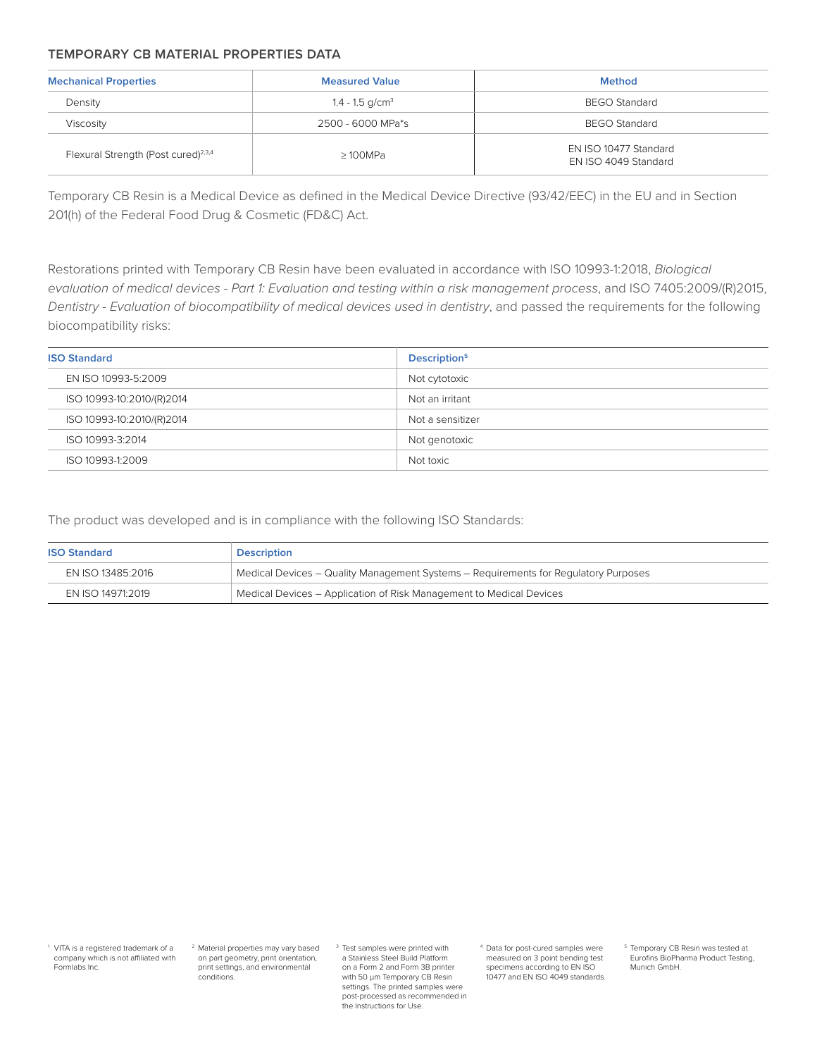## TEMPORARY CB MATERIAL PROPERTIES DATA

| Mechanical Properties | Measured Value | Method |
| --- | --- | --- |
| Density | 1.4 - 1.5 g/cm$^3$ | BEGO Standard |
| Viscosity | 2500 - 6000 MPa*s | BEGO Standard |
| Flexural Strength (Post cured)[2,3,4] | ≥ 100MPa | EN ISO 10477 Standard<br>EN ISO 4049 Standard |

Temporary CB Resin is a Medical Device as defined in the Medical Device Directive (93/42/EEC) in the EU and in Section 201(h) of the Federal Food Drug & Cosmetic (FD&C) Act.

Restorations printed with Temporary CB Resin have been evaluated in accordance with ISO 10993-1:2018, *Biological evaluation of medical devices - Part 1: Evaluation and testing within a risk management process*, and ISO 7405:2009/(R)2015, *Dentistry - Evaluation of biocompatibility of medical devices used in dentistry*, and passed the requirements for the following biocompatibility risks:

| ISO Standard | Description[5] |
| --- | --- |
| EN ISO 10993-5:2009 | Not cytotoxic |
| ISO 10993-10:2010/(R)2014 | Not an irritant |
| ISO 10993-10:2010/(R)2014 | Not a sensitizer |
| ISO 10993-3:2014 | Not genotoxic |
| ISO 10993-1:2009 | Not toxic |

The product was developed and is in compliance with the following ISO Standards:

| ISO Standard | Description |
| --- | --- |
| EN ISO 13485:2016 | Medical Devices – Quality Management Systems – Requirements for Regulatory Purposes |
| EN ISO 14971:2019 | Medical Devices – Application of Risk Management to Medical Devices |

[1] VITA is a registered trademark of a company which is not affiliated with Formlabs Inc.

[2] Material properties may vary based on part geometry, print orientation, print settings, and environmental conditions.

[3] Test samples were printed with a Stainless Steel Build Platform on a Form 2 and Form 3B printer with 50 µm Temporary CB Resin settings. The printed samples were post-processed as recommended in the Instructions for Use.

[4] Data for post-cured samples were measured on 3 point bending test specimens according to EN ISO 10477 and EN ISO 4049 standards.

[5] Temporary CB Resin was tested at Eurofins BioPharma Product Testing, Munich GmbH.